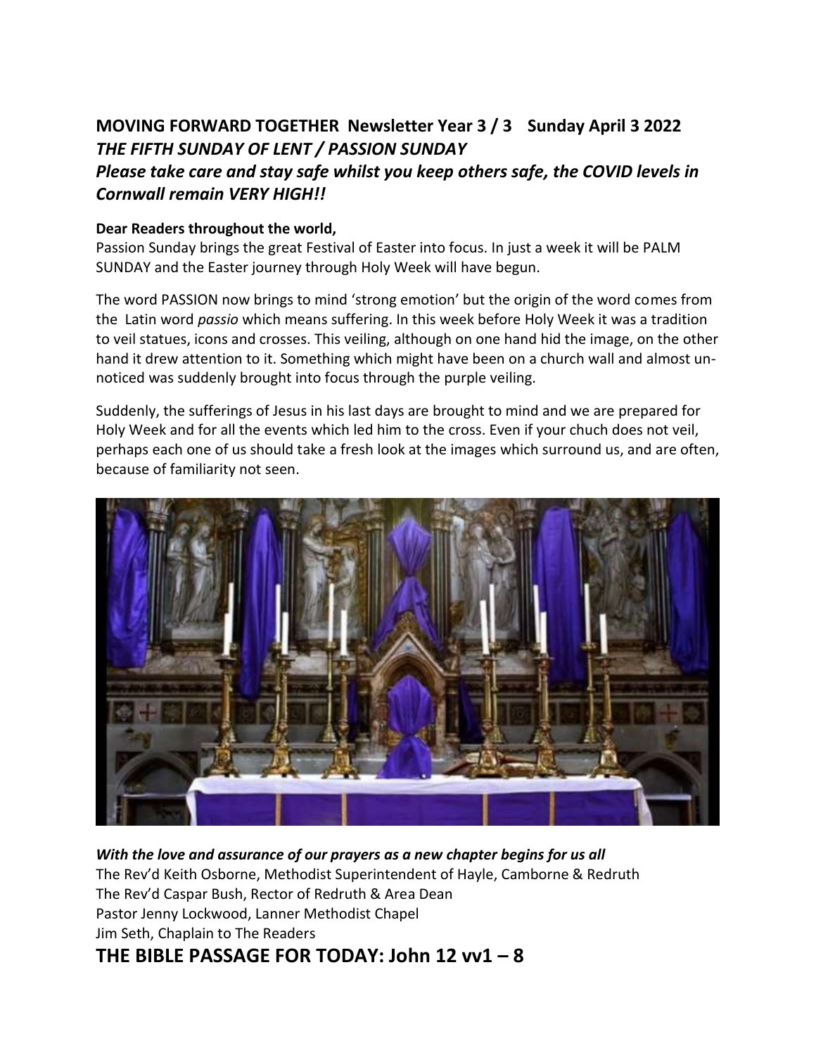## MOVING FORWARD TOGETHER  Newsletter Year 3 / 3   Sunday April 3 2022

### *THE FIFTH SUNDAY OF LENT / PASSION SUNDAY*

### *Please take care and stay safe whilst you keep others safe, the COVID levels in Cornwall remain VERY HIGH!!*

**Dear Readers throughout the world,**

Passion Sunday brings the great Festival of Easter into focus. In just a week it will be PALM SUNDAY and the Easter journey through Holy Week will have begun.

The word PASSION now brings to mind 'strong emotion' but the origin of the word comes from the  Latin word *passio* which means suffering. In this week before Holy Week it was a tradition to veil statues, icons and crosses. This veiling, although on one hand hid the image, on the other hand it drew attention to it. Something which might have been on a church wall and almost un-noticed was suddenly brought into focus through the purple veiling.

Suddenly, the sufferings of Jesus in his last days are brought to mind and we are prepared for Holy Week and for all the events which led him to the cross. Even if your chuch does not veil, perhaps each one of us should take a fresh look at the images which surround us, and are often, because of familiarity not seen.

***With the love and assurance of our prayers as a new chapter begins for us all***

The Rev'd Keith Osborne, Methodist Superintendent of Hayle, Camborne & Redruth

The Rev'd Caspar Bush, Rector of Redruth & Area Dean

Pastor Jenny Lockwood, Lanner Methodist Chapel

Jim Seth, Chaplain to The Readers

## THE BIBLE PASSAGE FOR TODAY: John 12 vv1 – 8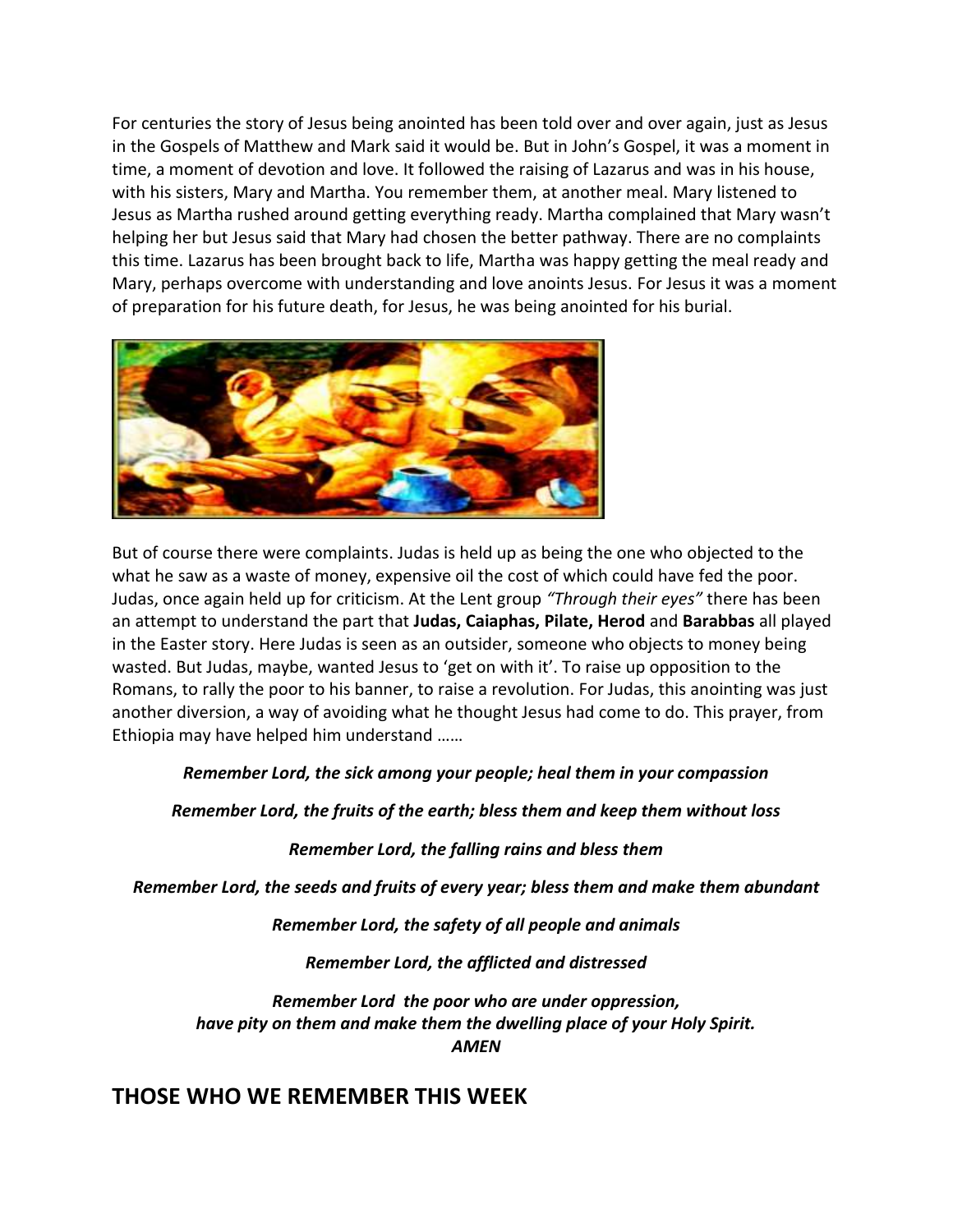For centuries the story of Jesus being anointed has been told over and over again, just as Jesus in the Gospels of Matthew and Mark said it would be. But in John's Gospel, it was a moment in time, a moment of devotion and love. It followed the raising of Lazarus and was in his house, with his sisters, Mary and Martha. You remember them, at another meal. Mary listened to Jesus as Martha rushed around getting everything ready. Martha complained that Mary wasn't helping her but Jesus said that Mary had chosen the better pathway. There are no complaints this time. Lazarus has been brought back to life, Martha was happy getting the meal ready and Mary, perhaps overcome with understanding and love anoints Jesus. For Jesus it was a moment of preparation for his future death, for Jesus, he was being anointed for his burial.

But of course there were complaints. Judas is held up as being the one who objected to the what he saw as a waste of money, expensive oil the cost of which could have fed the poor. Judas, once again held up for criticism. At the Lent group *"Through their eyes"* there has been an attempt to understand the part that **Judas, Caiaphas, Pilate, Herod** and **Barabbas** all played in the Easter story. Here Judas is seen as an outsider, someone who objects to money being wasted. But Judas, maybe, wanted Jesus to 'get on with it'. To raise up opposition to the Romans, to rally the poor to his banner, to raise a revolution. For Judas, this anointing was just another diversion, a way of avoiding what he thought Jesus had come to do. This prayer, from Ethiopia may have helped him understand ……

***Remember Lord, the sick among your people; heal them in your compassion***

***Remember Lord, the fruits of the earth; bless them and keep them without loss***

***Remember Lord, the falling rains and bless them***

***Remember Lord, the seeds and fruits of every year; bless them and make them abundant***

***Remember Lord, the safety of all people and animals***

***Remember Lord, the afflicted and distressed***

***Remember Lord the poor who are under oppression,***
***have pity on them and make them the dwelling place of your Holy Spirit.***
***AMEN***

## THOSE WHO WE REMEMBER THIS WEEK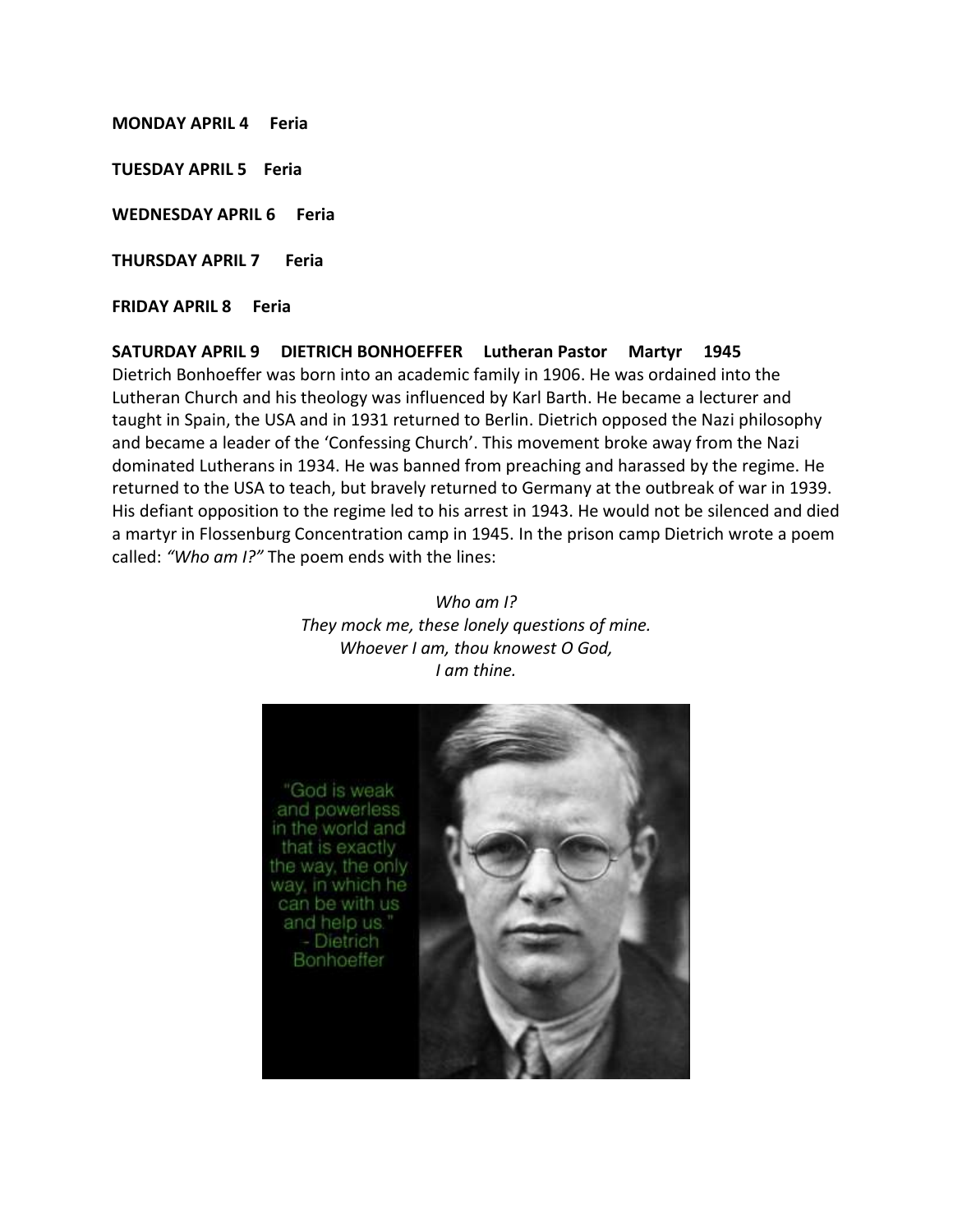**MONDAY APRIL 4     Feria**

**TUESDAY APRIL 5    Feria**

**WEDNESDAY APRIL 6     Feria**

**THURSDAY APRIL 7      Feria**

**FRIDAY APRIL 8     Feria**

**SATURDAY APRIL 9     DIETRICH BONHOEFFER     Lutheran Pastor     Martyr     1945**

Dietrich Bonhoeffer was born into an academic family in 1906. He was ordained into the Lutheran Church and his theology was influenced by Karl Barth. He became a lecturer and taught in Spain, the USA and in 1931 returned to Berlin. Dietrich opposed the Nazi philosophy and became a leader of the 'Confessing Church'. This movement broke away from the Nazi dominated Lutherans in 1934. He was banned from preaching and harassed by the regime. He returned to the USA to teach, but bravely returned to Germany at the outbreak of war in 1939. His defiant opposition to the regime led to his arrest in 1943. He would not be silenced and died a martyr in Flossenburg Concentration camp in 1945. In the prison camp Dietrich wrote a poem called: *"Who am I?"* The poem ends with the lines:

*Who am I?*
*They mock me, these lonely questions of mine.*
*Whoever I am, thou knowest O God,*
*I am thine.*

"God is weak and powerless in the world and that is exactly the way, the only way, in which he can be with us and help us." - Dietrich Bonhoeffer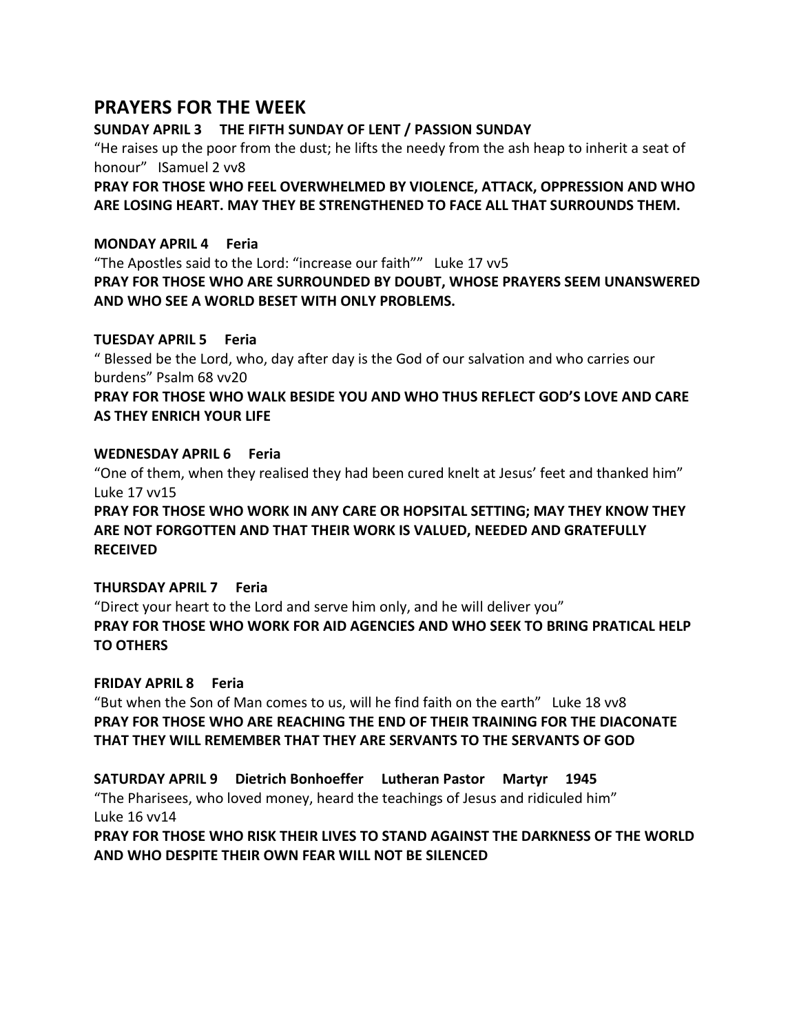# PRAYERS FOR THE WEEK

**SUNDAY APRIL 3 THE FIFTH SUNDAY OF LENT / PASSION SUNDAY**

"He raises up the poor from the dust; he lifts the needy from the ash heap to inherit a seat of honour" ISamuel 2 vv8

**PRAY FOR THOSE WHO FEEL OVERWHELMED BY VIOLENCE, ATTACK, OPPRESSION AND WHO ARE LOSING HEART. MAY THEY BE STRENGTHENED TO FACE ALL THAT SURROUNDS THEM.**

**MONDAY APRIL 4 Feria**

"The Apostles said to the Lord: "increase our faith"" Luke 17 vv5

**PRAY FOR THOSE WHO ARE SURROUNDED BY DOUBT, WHOSE PRAYERS SEEM UNANSWERED AND WHO SEE A WORLD BESET WITH ONLY PROBLEMS.**

**TUESDAY APRIL 5 Feria**

" Blessed be the Lord, who, day after day is the God of our salvation and who carries our burdens" Psalm 68 vv20

**PRAY FOR THOSE WHO WALK BESIDE YOU AND WHO THUS REFLECT GOD'S LOVE AND CARE AS THEY ENRICH YOUR LIFE**

**WEDNESDAY APRIL 6 Feria**

"One of them, when they realised they had been cured knelt at Jesus' feet and thanked him" Luke 17 vv15

**PRAY FOR THOSE WHO WORK IN ANY CARE OR HOPSITAL SETTING; MAY THEY KNOW THEY ARE NOT FORGOTTEN AND THAT THEIR WORK IS VALUED, NEEDED AND GRATEFULLY RECEIVED**

**THURSDAY APRIL 7 Feria**

"Direct your heart to the Lord and serve him only, and he will deliver you"

**PRAY FOR THOSE WHO WORK FOR AID AGENCIES AND WHO SEEK TO BRING PRATICAL HELP TO OTHERS**

**FRIDAY APRIL 8 Feria**

"But when the Son of Man comes to us, will he find faith on the earth" Luke 18 vv8

**PRAY FOR THOSE WHO ARE REACHING THE END OF THEIR TRAINING FOR THE DIACONATE THAT THEY WILL REMEMBER THAT THEY ARE SERVANTS TO THE SERVANTS OF GOD**

**SATURDAY APRIL 9 Dietrich Bonhoeffer Lutheran Pastor Martyr 1945**

"The Pharisees, who loved money, heard the teachings of Jesus and ridiculed him" Luke 16 vv14

**PRAY FOR THOSE WHO RISK THEIR LIVES TO STAND AGAINST THE DARKNESS OF THE WORLD AND WHO DESPITE THEIR OWN FEAR WILL NOT BE SILENCED**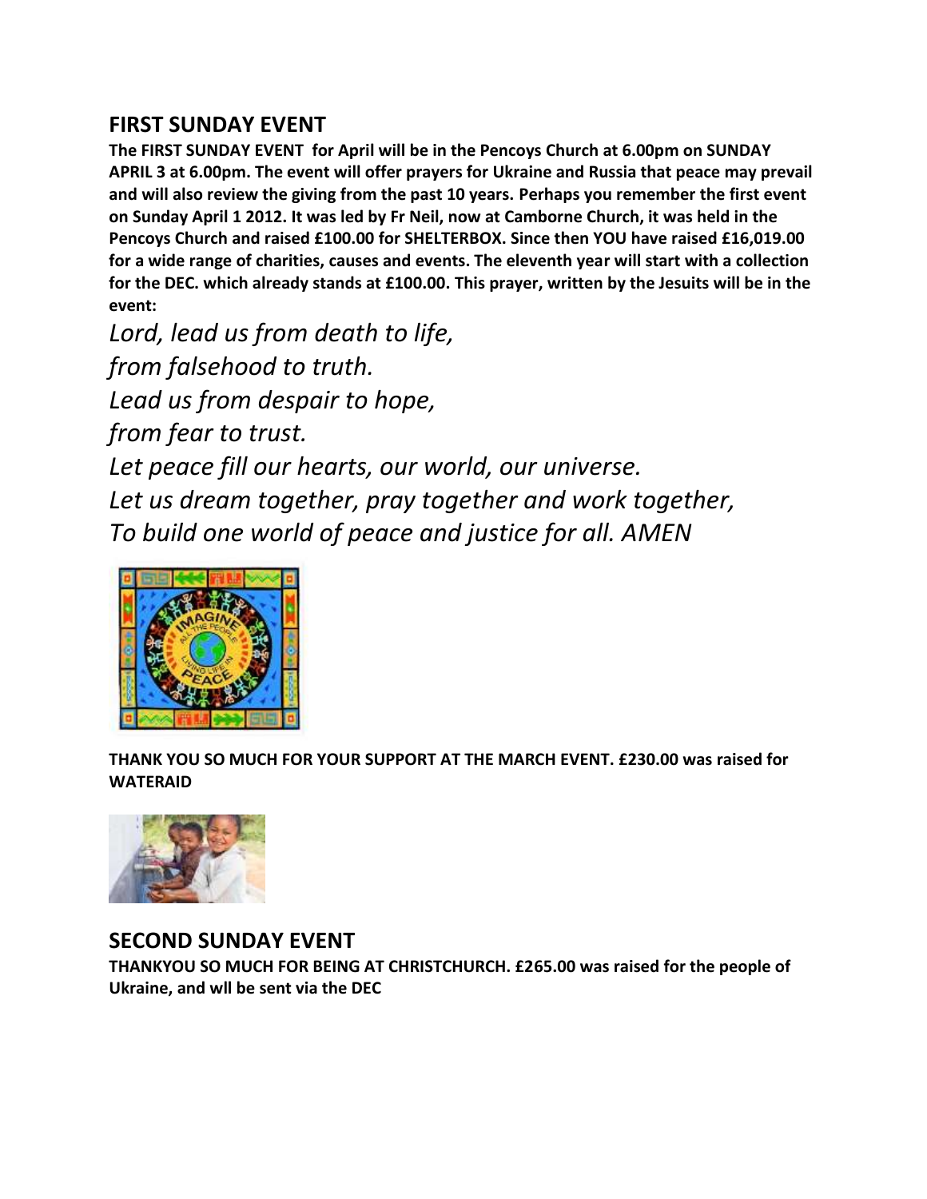## FIRST SUNDAY EVENT

**The FIRST SUNDAY EVENT for April will be in the Pencoys Church at 6.00pm on SUNDAY APRIL 3 at 6.00pm. The event will offer prayers for Ukraine and Russia that peace may prevail and will also review the giving from the past 10 years. Perhaps you remember the first event on Sunday April 1 2012. It was led by Fr Neil, now at Camborne Church, it was held in the Pencoys Church and raised £100.00 for SHELTERBOX. Since then YOU have raised £16,019.00 for a wide range of charities, causes and events. The eleventh year will start with a collection for the DEC. which already stands at £100.00. This prayer, written by the Jesuits will be in the event:**

*Lord, lead us from death to life,*
*from falsehood to truth.*
*Lead us from despair to hope,*
*from fear to trust.*
*Let peace fill our hearts, our world, our universe.*
*Let us dream together, pray together and work together,*
*To build one world of peace and justice for all. AMEN*

**THANK YOU SO MUCH FOR YOUR SUPPORT AT THE MARCH EVENT. £230.00 was raised for WATERAID**

## SECOND SUNDAY EVENT

**THANKYOU SO MUCH FOR BEING AT CHRISTCHURCH. £265.00 was raised for the people of Ukraine, and wll be sent via the DEC**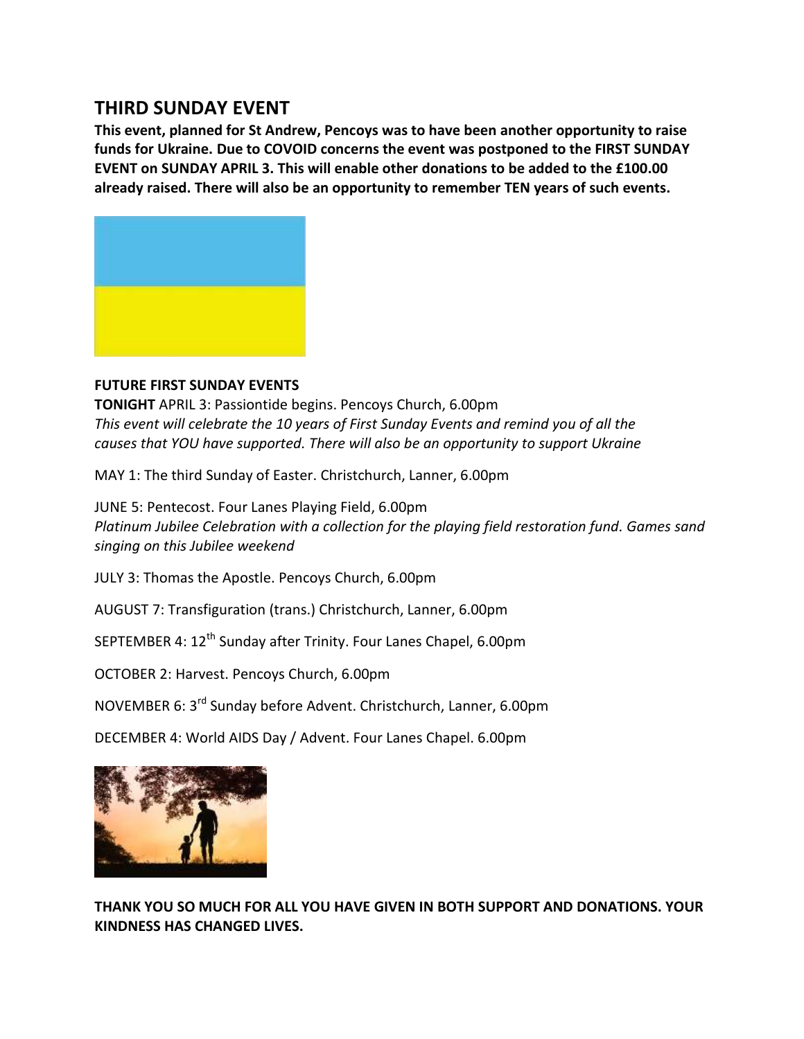## THIRD SUNDAY EVENT

**This event, planned for St Andrew, Pencoys was to have been another opportunity to raise funds for Ukraine. Due to COVOID concerns the event was postponed to the FIRST SUNDAY EVENT on SUNDAY APRIL 3. This will enable other donations to be added to the £100.00 already raised. There will also be an opportunity to remember TEN years of such events.**

**FUTURE FIRST SUNDAY EVENTS**

**TONIGHT** APRIL 3: Passiontide begins. Pencoys Church, 6.00pm
*This event will celebrate the 10 years of First Sunday Events and remind you of all the causes that YOU have supported. There will also be an opportunity to support Ukraine*

MAY 1: The third Sunday of Easter. Christchurch, Lanner, 6.00pm

JUNE 5: Pentecost. Four Lanes Playing Field, 6.00pm
*Platinum Jubilee Celebration with a collection for the playing field restoration fund. Games sand singing on this Jubilee weekend*

JULY 3: Thomas the Apostle. Pencoys Church, 6.00pm

AUGUST 7: Transfiguration (trans.) Christchurch, Lanner, 6.00pm

SEPTEMBER 4: 12th Sunday after Trinity. Four Lanes Chapel, 6.00pm

OCTOBER 2: Harvest. Pencoys Church, 6.00pm

NOVEMBER 6: 3rd Sunday before Advent. Christchurch, Lanner, 6.00pm

DECEMBER 4: World AIDS Day / Advent. Four Lanes Chapel. 6.00pm

**THANK YOU SO MUCH FOR ALL YOU HAVE GIVEN IN BOTH SUPPORT AND DONATIONS. YOUR KINDNESS HAS CHANGED LIVES.**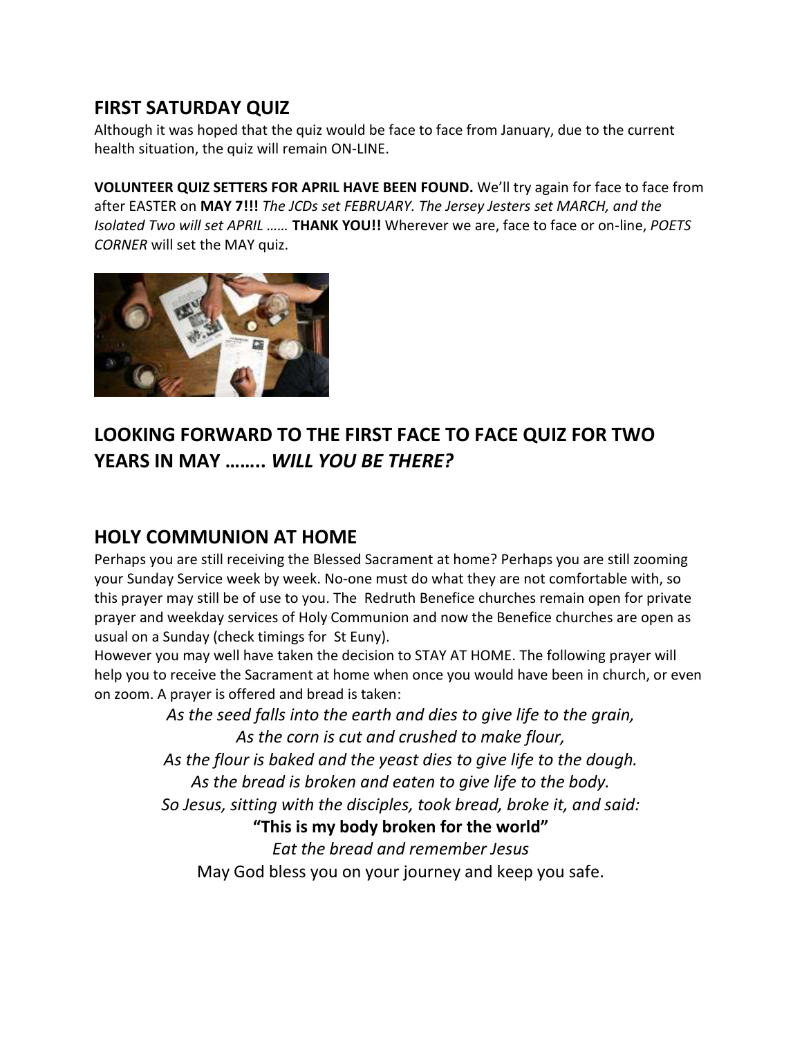## FIRST SATURDAY QUIZ

Although it was hoped that the quiz would be face to face from January, due to the current health situation, the quiz will remain ON-LINE.

**VOLUNTEER QUIZ SETTERS FOR APRIL HAVE BEEN FOUND.** We'll try again for face to face from after EASTER on **MAY 7!!!** *The JCDs set FEBRUARY. The Jersey Jesters set MARCH, and the Isolated Two will set APRIL ……* **THANK YOU!!** Wherever we are, face to face or on-line, *POETS CORNER* will set the MAY quiz.

## LOOKING FORWARD TO THE FIRST FACE TO FACE QUIZ FOR TWO YEARS IN MAY …….. *WILL YOU BE THERE?*

## HOLY COMMUNION AT HOME

Perhaps you are still receiving the Blessed Sacrament at home? Perhaps you are still zooming your Sunday Service week by week. No-one must do what they are not comfortable with, so this prayer may still be of use to you. The Redruth Benefice churches remain open for private prayer and weekday services of Holy Communion and now the Benefice churches are open as usual on a Sunday (check timings for St Euny).

However you may well have taken the decision to STAY AT HOME. The following prayer will help you to receive the Sacrament at home when once you would have been in church, or even on zoom. A prayer is offered and bread is taken:

*As the seed falls into the earth and dies to give life to the grain,*
*As the corn is cut and crushed to make flour,*
*As the flour is baked and the yeast dies to give life to the dough.*
*As the bread is broken and eaten to give life to the body.*
*So Jesus, sitting with the disciples, took bread, broke it, and said:*
**"This is my body broken for the world"**
*Eat the bread and remember Jesus*
May God bless you on your journey and keep you safe.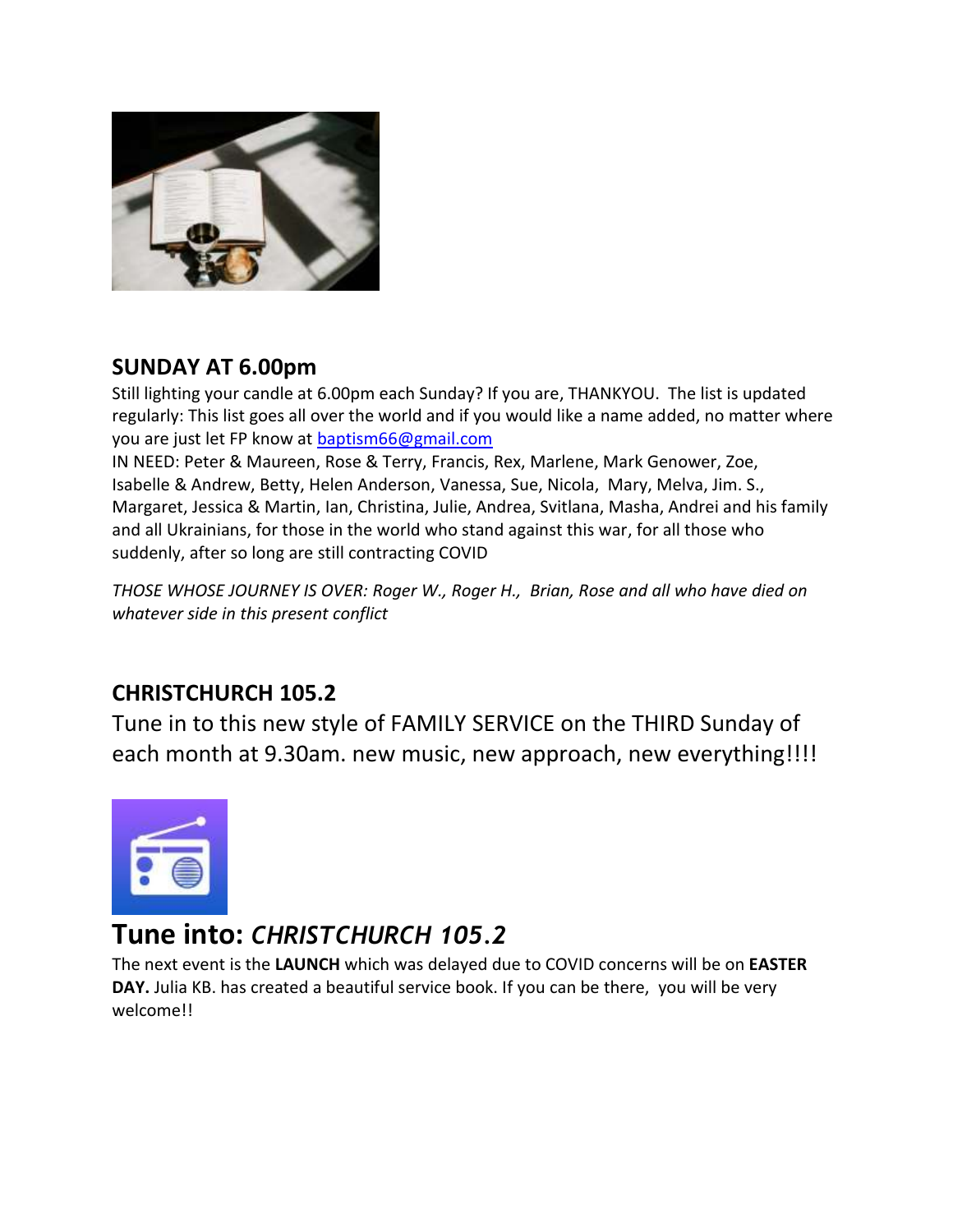## SUNDAY AT 6.00pm

Still lighting your candle at 6.00pm each Sunday? If you are, THANKYOU. The list is updated regularly: This list goes all over the world and if you would like a name added, no matter where you are just let FP know at baptism66@gmail.com

IN NEED: Peter & Maureen, Rose & Terry, Francis, Rex, Marlene, Mark Genower, Zoe, Isabelle & Andrew, Betty, Helen Anderson, Vanessa, Sue, Nicola, Mary, Melva, Jim. S., Margaret, Jessica & Martin, Ian, Christina, Julie, Andrea, Svitlana, Masha, Andrei and his family and all Ukrainians, for those in the world who stand against this war, for all those who suddenly, after so long are still contracting COVID

*THOSE WHOSE JOURNEY IS OVER: Roger W., Roger H., Brian, Rose and all who have died on whatever side in this present conflict*

## CHRISTCHURCH 105.2

Tune in to this new style of FAMILY SERVICE on the THIRD Sunday of each month at 9.30am. new music, new approach, new everything!!!!

# Tune into: *CHRISTCHURCH 105.2*

The next event is the **LAUNCH** which was delayed due to COVID concerns will be on **EASTER DAY.** Julia KB. has created a beautiful service book. If you can be there, you will be very welcome!!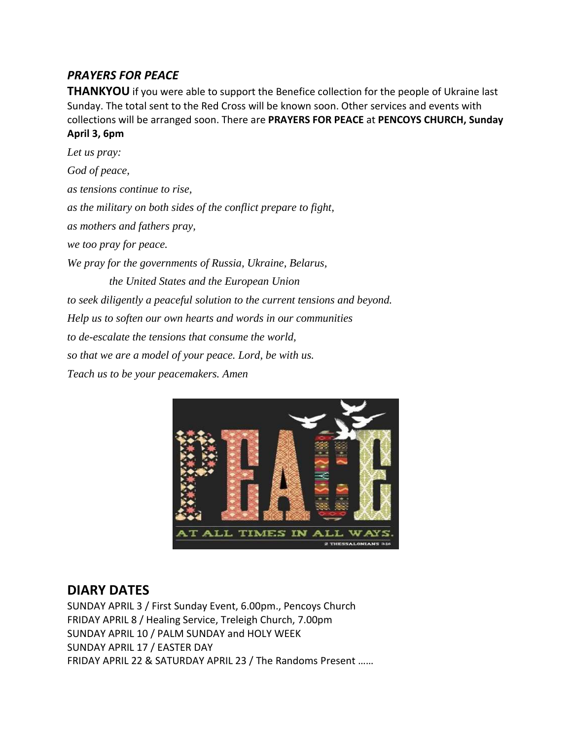## *PRAYERS FOR PEACE*

**THANKYOU** if you were able to support the Benefice collection for the people of Ukraine last Sunday. The total sent to the Red Cross will be known soon. Other services and events with collections will be arranged soon. There are **PRAYERS FOR PEACE** at **PENCOYS CHURCH, Sunday April 3, 6pm**

*Let us pray:*

*God of peace,*

*as tensions continue to rise,*

*as the military on both sides of the conflict prepare to fight,*

*as mothers and fathers pray,*

*we too pray for peace.*

*We pray for the governments of Russia, Ukraine, Belarus,*

*the United States and the European Union*

*to seek diligently a peaceful solution to the current tensions and beyond.*

*Help us to soften our own hearts and words in our communities*

*to de-escalate the tensions that consume the world,*

*so that we are a model of your peace. Lord, be with us.*

*Teach us to be your peacemakers. Amen*

## DIARY DATES

SUNDAY APRIL 3 / First Sunday Event, 6.00pm., Pencoys Church
FRIDAY APRIL 8 / Healing Service, Treleigh Church, 7.00pm
SUNDAY APRIL 10 / PALM SUNDAY and HOLY WEEK
SUNDAY APRIL 17 / EASTER DAY
FRIDAY APRIL 22 & SATURDAY APRIL 23 / The Randoms Present ……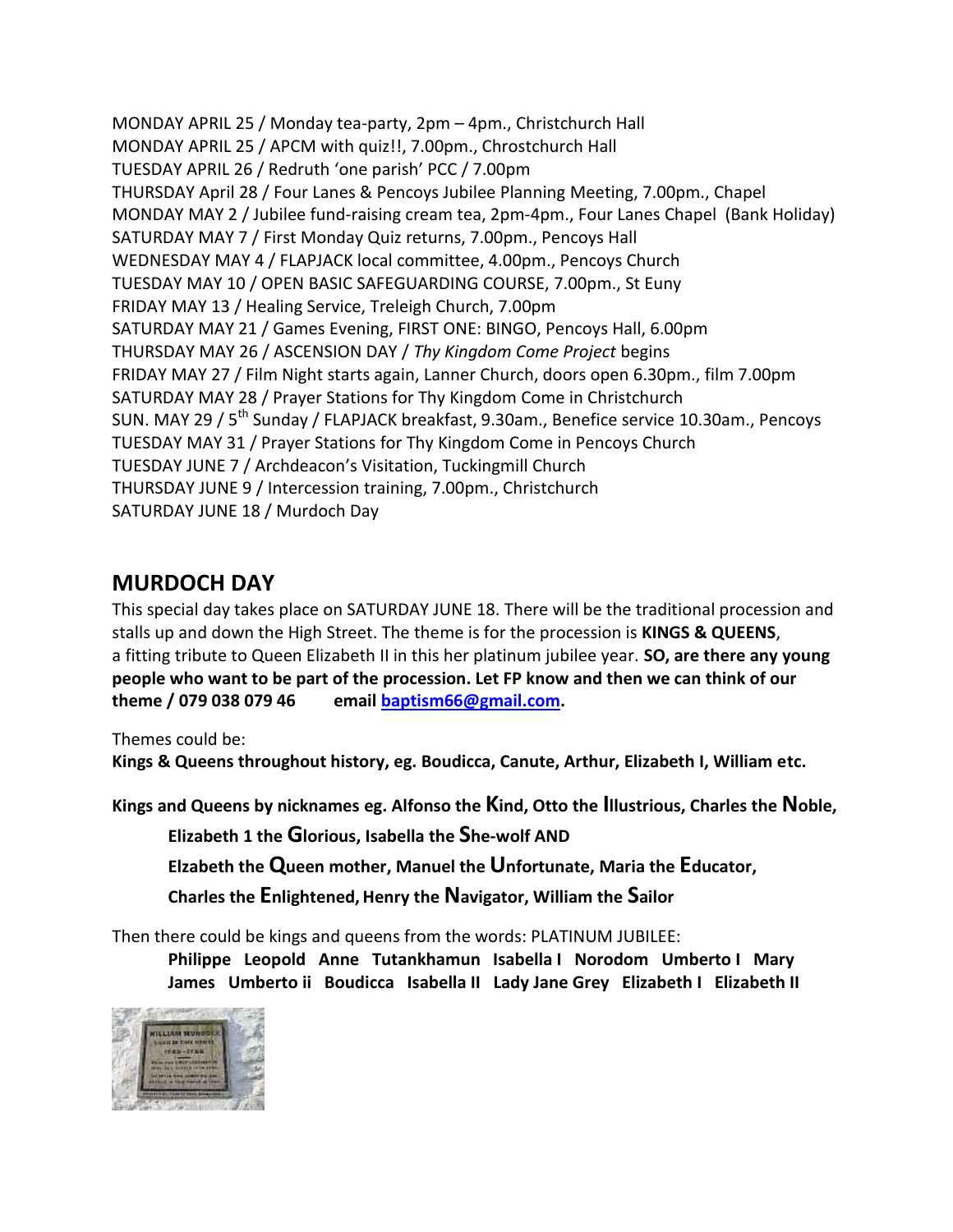MONDAY APRIL 25 / Monday tea-party, 2pm – 4pm., Christchurch Hall
MONDAY APRIL 25 / APCM with quiz!!, 7.00pm., Chrostchurch Hall
TUESDAY APRIL 26 / Redruth 'one parish' PCC / 7.00pm
THURSDAY April 28 / Four Lanes & Pencoys Jubilee Planning Meeting, 7.00pm., Chapel
MONDAY MAY 2 / Jubilee fund-raising cream tea, 2pm-4pm., Four Lanes Chapel (Bank Holiday)
SATURDAY MAY 7 / First Monday Quiz returns, 7.00pm., Pencoys Hall
WEDNESDAY MAY 4 / FLAPJACK local committee, 4.00pm., Pencoys Church
TUESDAY MAY 10 / OPEN BASIC SAFEGUARDING COURSE, 7.00pm., St Euny
FRIDAY MAY 13 / Healing Service, Treleigh Church, 7.00pm
SATURDAY MAY 21 / Games Evening, FIRST ONE: BINGO, Pencoys Hall, 6.00pm
THURSDAY MAY 26 / ASCENSION DAY / *Thy Kingdom Come Project* begins
FRIDAY MAY 27 / Film Night starts again, Lanner Church, doors open 6.30pm., film 7.00pm
SATURDAY MAY 28 / Prayer Stations for Thy Kingdom Come in Christchurch
SUN. MAY 29 / 5th Sunday / FLAPJACK breakfast, 9.30am., Benefice service 10.30am., Pencoys
TUESDAY MAY 31 / Prayer Stations for Thy Kingdom Come in Pencoys Church
TUESDAY JUNE 7 / Archdeacon's Visitation, Tuckingmill Church
THURSDAY JUNE 9 / Intercession training, 7.00pm., Christchurch
SATURDAY JUNE 18 / Murdoch Day

## MURDOCH DAY

This special day takes place on SATURDAY JUNE 18. There will be the traditional procession and stalls up and down the High Street. The theme is for the procession is **KINGS & QUEENS**, a fitting tribute to Queen Elizabeth II in this her platinum jubilee year. **SO, are there any young people who want to be part of the procession. Let FP know and then we can think of our theme / 079 038 079 46 email baptism66@gmail.com.**

Themes could be:

**Kings & Queens throughout history, eg. Boudicca, Canute, Arthur, Elizabeth I, William etc.**

**Kings and Queens by nicknames eg. Alfonso the Kind, Otto the Illustrious, Charles the Noble, Elizabeth 1 the Glorious, Isabella the She-wolf AND Elzabeth the Queen mother, Manuel the Unfortunate, Maria the Educator, Charles the Enlightened, Henry the Navigator, William the Sailor**

Then there could be kings and queens from the words: PLATINUM JUBILEE:

**Philippe Leopold Anne Tutankhamun Isabella I Norodom Umberto I Mary James Umberto ii Boudicca Isabella II Lady Jane Grey Elizabeth I Elizabeth II**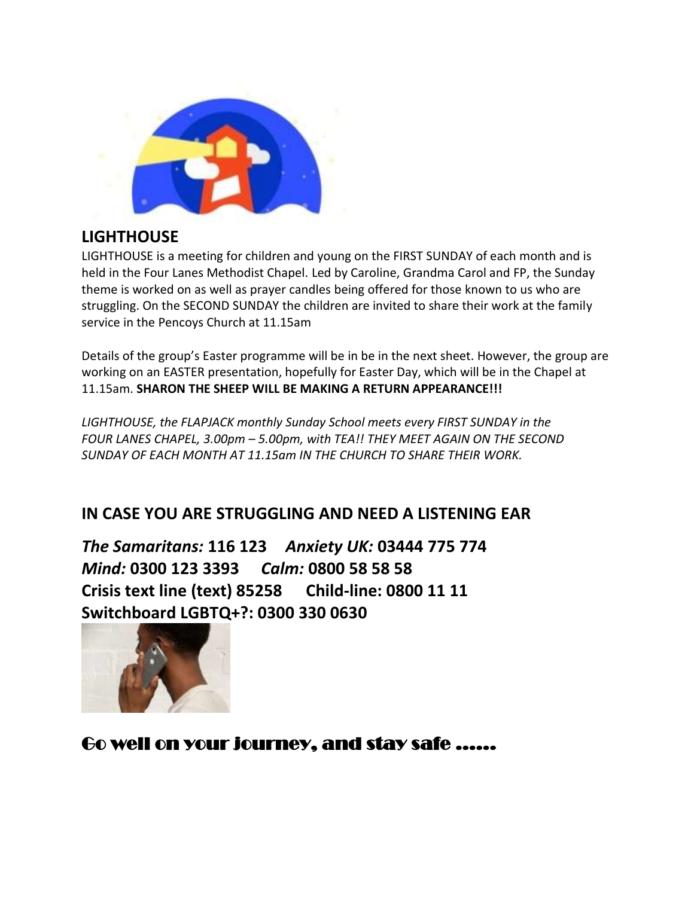## LIGHTHOUSE

LIGHTHOUSE is a meeting for children and young on the FIRST SUNDAY of each month and is held in the Four Lanes Methodist Chapel. Led by Caroline, Grandma Carol and FP, the Sunday theme is worked on as well as prayer candles being offered for those known to us who are struggling. On the SECOND SUNDAY the children are invited to share their work at the family service in the Pencoys Church at 11.15am

Details of the group's Easter programme will be in be in the next sheet. However, the group are working on an EASTER presentation, hopefully for Easter Day, which will be in the Chapel at 11.15am. **SHARON THE SHEEP WILL BE MAKING A RETURN APPEARANCE!!!**

*LIGHTHOUSE, the FLAPJACK monthly Sunday School meets every FIRST SUNDAY in the FOUR LANES CHAPEL, 3.00pm – 5.00pm, with TEA!! THEY MEET AGAIN ON THE SECOND SUNDAY OF EACH MONTH AT 11.15am IN THE CHURCH TO SHARE THEIR WORK.*

## IN CASE YOU ARE STRUGGLING AND NEED A LISTENING EAR

***The Samaritans:*** **116 123** ***Anxiety UK:*** **03444 775 774**
***Mind:*** **0300 123 3393** ***Calm:*** **0800 58 58 58**
**Crisis text line (text) 85258 Child-line: 0800 11 11**
**Switchboard LGBTQ+?: 0300 330 0630**

## Go well on your journey, and stay safe ......